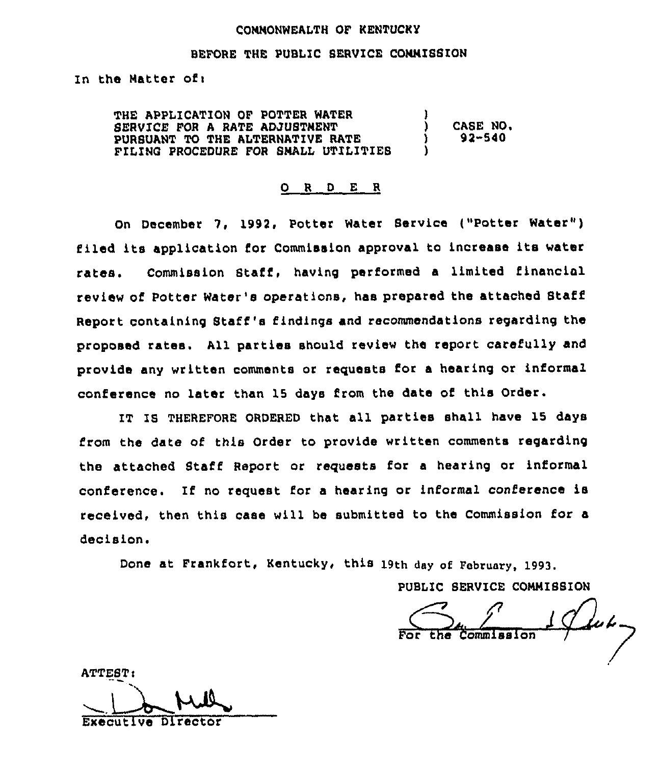COMMONWEALTH OF KENTUCKY

BEFORE THE PUBLIC SERVICE COMMISSION

In the Matter of:

| | | |
|---|---|---|
| THE APPLICATION OF POTTER WATER SERVICE FOR A RATE ADJUSTMENT PURSUANT TO THE ALTERNATIVE RATE FILING PROCEDURE FOR SMALL UTILITIES | ) ) ) ) | CASE NO. 92-540 |

## O R D E R

On December 7, 1992, Potter Water Service ("Potter Water") filed its application for Commission approval to increase its water rates. Commission Staff, having performed a limited financial review of Potter Water's operations, has prepared the attached Staff Report containing Staff's findings and recommendations regarding the proposed rates. All parties should review the report carefully and provide any written comments or requests for a hearing or informal conference no later than 15 days from the date of this Order.

IT IS THEREFORE ORDERED that all parties shall have 15 days from the date of this Order to provide written comments regarding the attached Staff Report or requests for a hearing or informal conference. If no request for a hearing or informal conference is received, then this case will be submitted to the Commission for a decision.

Done at Frankfort, Kentucky, this 19th day of February, 1993.

PUBLIC SERVICE COMMISSION

For the Commission

ATTEST:

Executive Director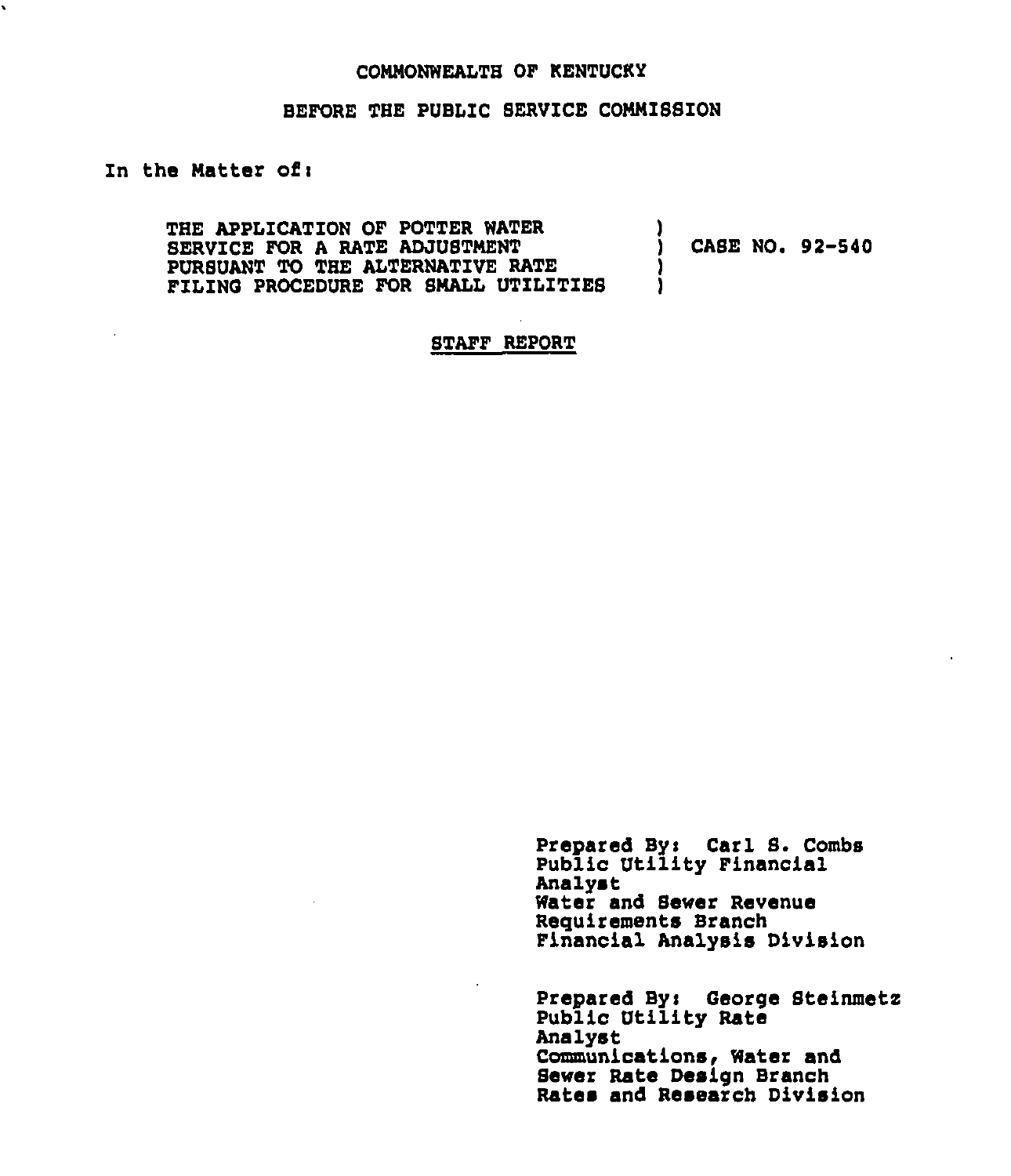COMMONWEALTH OF KENTUCKY

BEFORE THE PUBLIC SERVICE COMMISSION

In the Matter of:

THE APPLICATION OF POTTER WATER SERVICE FOR A RATE ADJUSTMENT PURSUANT TO THE ALTERNATIVE RATE FILING PROCEDURE FOR SMALL UTILITIES ) CASE NO. 92-540

## STAFF REPORT

Prepared By: Carl S. Combs
Public Utility Financial Analyst
Water and Sewer Revenue Requirements Branch
Financial Analysis Division

Prepared By: George Steinmetz
Public Utility Rate Analyst
Communications, Water and Sewer Rate Design Branch
Rates and Research Division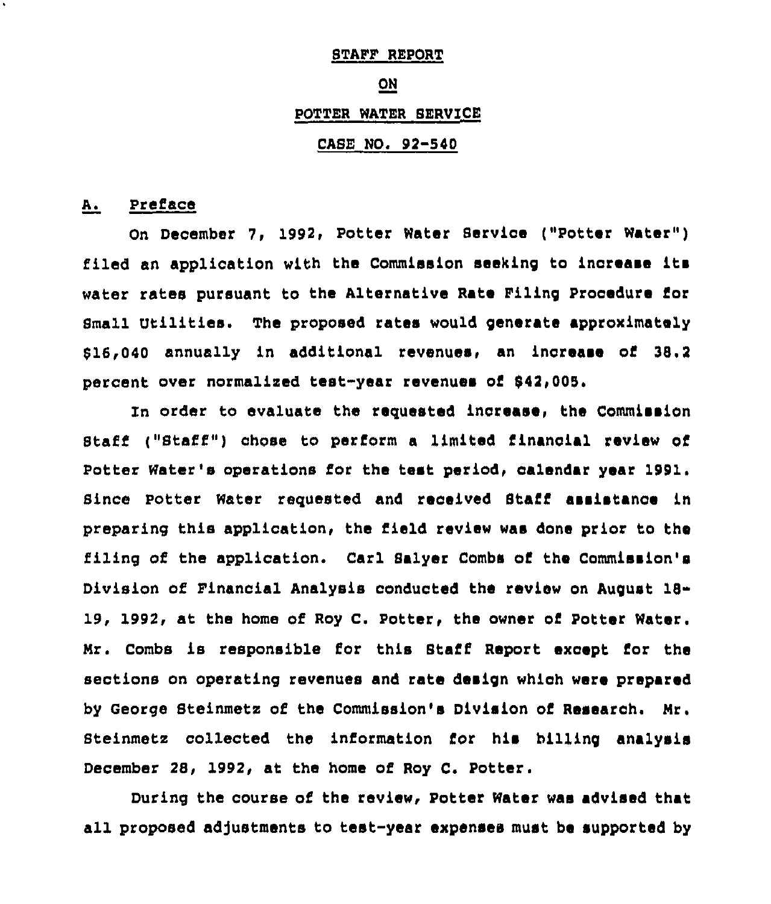STAFF REPORT

ON

POTTER WATER SERVICE

CASE NO. 92-540

## A. Preface

On December 7, 1992, Potter Water Service ("Potter Water") filed an application with the Commission seeking to increase its water rates pursuant to the Alternative Rate Filing Procedure for Small Utilities. The proposed rates would generate approximately $16,040 annually in additional revenues, an increase of 38.2 percent over normalized test-year revenues of $42,005.

In order to evaluate the requested increase, the Commission Staff ("Staff") chose to perform a limited financial review of Potter Water's operations for the test period, calendar year 1991. Since Potter Water requested and received Staff assistance in preparing this application, the field review was done prior to the filing of the application. Carl Salyer Combs of the Commission's Division of Financial Analysis conducted the review on August 18-19, 1992, at the home of Roy C. Potter, the owner of Potter Water. Mr. Combs is responsible for this Staff Report except for the sections on operating revenues and rate design which were prepared by George Steinmetz of the Commission's Division of Research. Mr. Steinmetz collected the information for his billing analysis December 28, 1992, at the home of Roy C. Potter.

During the course of the review, Potter Water was advised that all proposed adjustments to test-year expenses must be supported by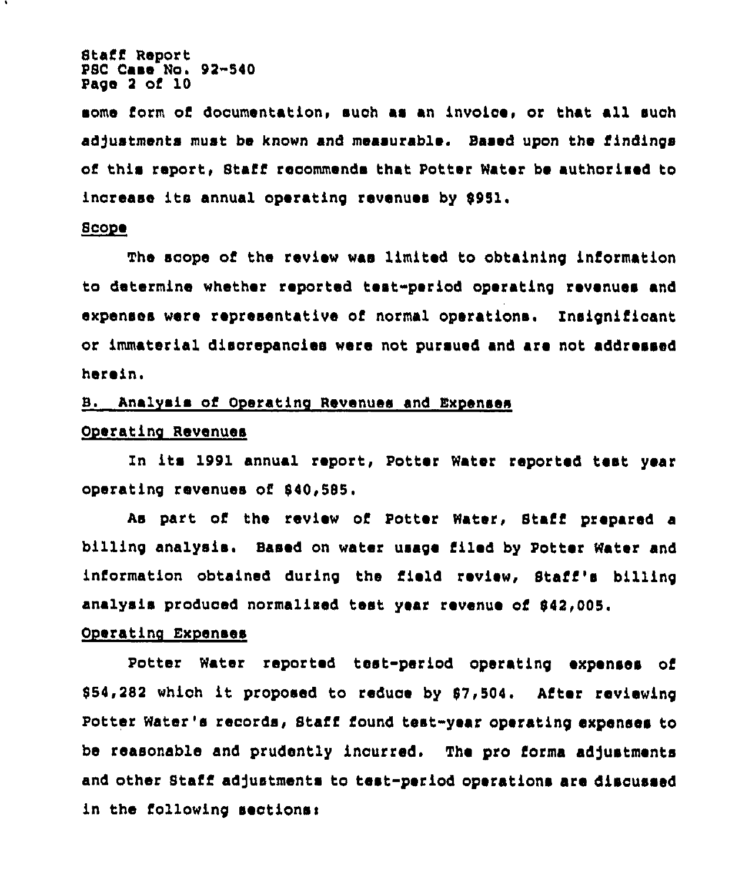some form of documentation, such as an invoice, or that all such adjustments must be known and measurable. Based upon the findings of this report, Staff recommends that Potter Water be authorized to increase its annual operating revenues by $951.

Scope

The scope of the review was limited to obtaining information to determine whether reported test-period operating revenues and expenses were representative of normal operations. Insignificant or immaterial discrepancies were not pursued and are not addressed herein.

B. Analysis of Operating Revenues and Expenses

Operating Revenues

In its 1991 annual report, Potter Water reported test year operating revenues of $40,585.

As part of the review of Potter Water, Staff prepared a billing analysis. Based on water usage filed by Potter Water and information obtained during the field review, Staff's billing analysis produced normalized test year revenue of $42,005.

Operating Expenses

Potter Water reported test-period operating expenses of $54,282 which it proposed to reduce by $7,504. After reviewing Potter Water's records, Staff found test-year operating expenses to be reasonable and prudently incurred. The pro forma adjustments and other Staff adjustments to test-period operations are discussed in the following sections: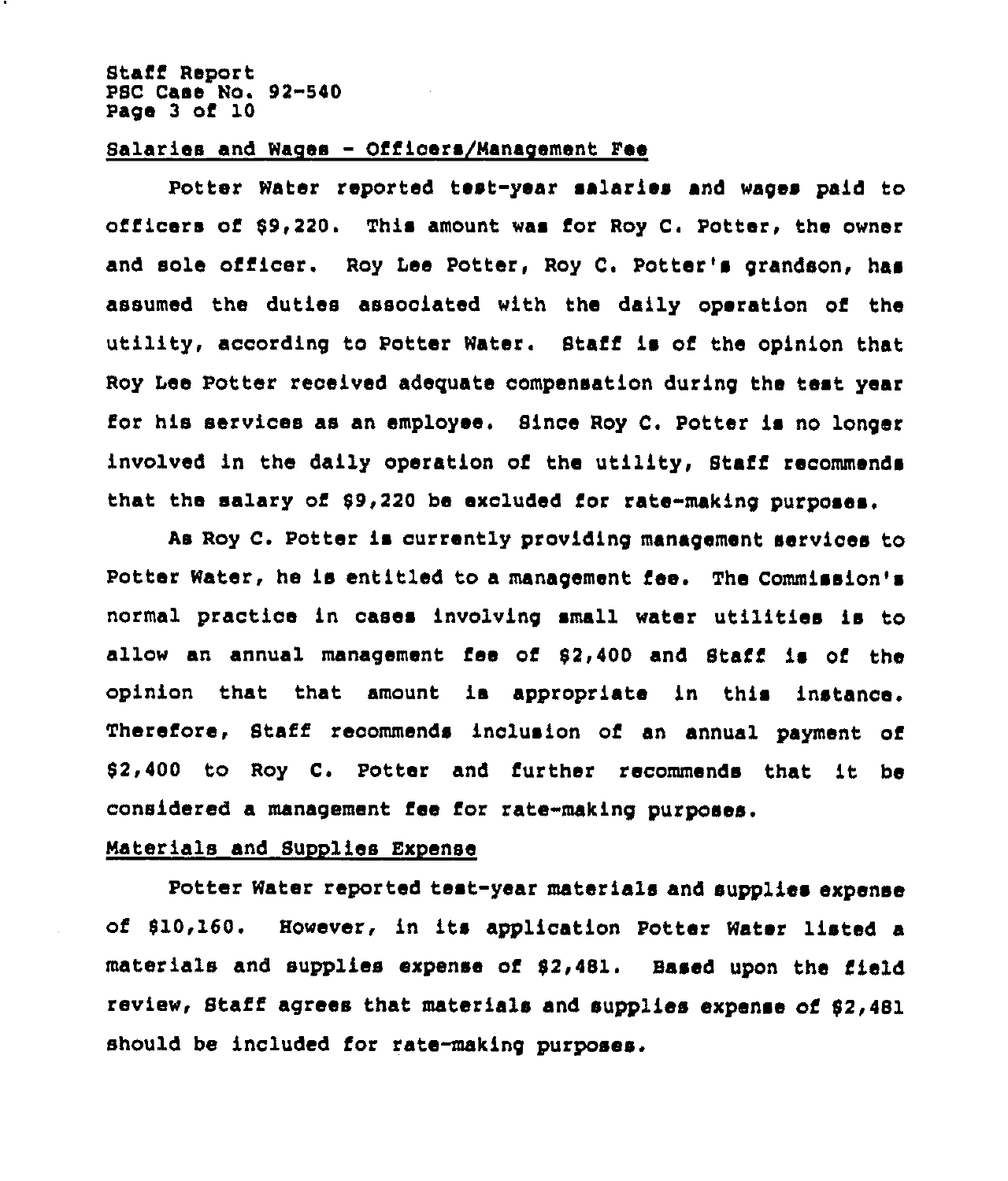Salaries and Wages - Officers/Management Fee

Potter Water reported test-year salaries and wages paid to officers of $9,220. This amount was for Roy C. Potter, the owner and sole officer. Roy Lee Potter, Roy C. Potter's grandson, has assumed the duties associated with the daily operation of the utility, according to Potter Water. Staff is of the opinion that Roy Lee Potter received adequate compensation during the test year for his services as an employee. Since Roy C. Potter is no longer involved in the daily operation of the utility, Staff recommends that the salary of $9,220 be excluded for rate-making purposes.

As Roy C. Potter is currently providing management services to Potter Water, he is entitled to a management fee. The Commission's normal practice in cases involving small water utilities is to allow an annual management fee of $2,400 and Staff is of the opinion that that amount is appropriate in this instance. Therefore, Staff recommends inclusion of an annual payment of $2,400 to Roy C. Potter and further recommends that it be considered a management fee for rate-making purposes.

Materials and Supplies Expense

Potter Water reported test-year materials and supplies expense of $10,160. However, in its application Potter Water listed a materials and supplies expense of $2,481. Based upon the field review, Staff agrees that materials and supplies expense of $2,481 should be included for rate-making purposes.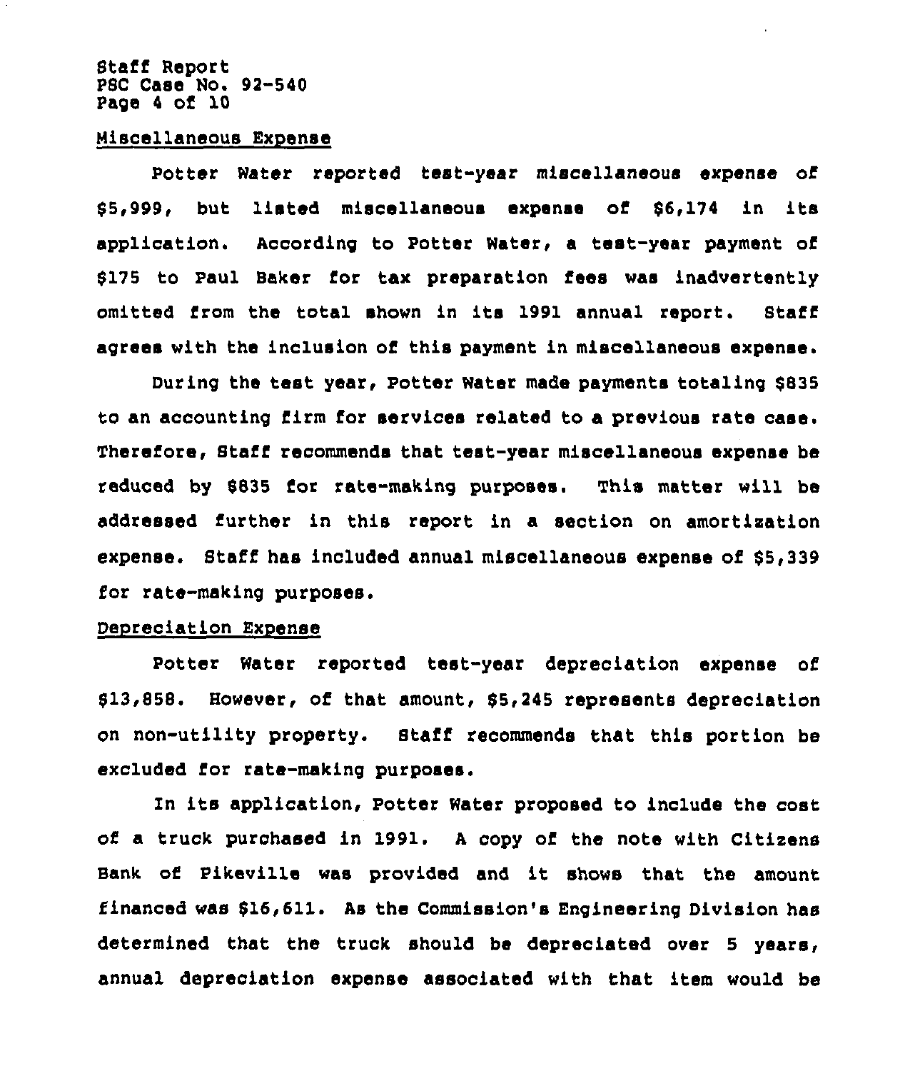### Miscellaneous Expense

Potter Water reported test-year miscellaneous expense of $5,999, but listed miscellaneous expense of $6,174 in its application. According to Potter Water, a test-year payment of $175 to Paul Baker for tax preparation fees was inadvertently omitted from the total shown in its 1991 annual report. Staff agrees with the inclusion of this payment in miscellaneous expense.

During the test year, Potter Water made payments totaling $835 to an accounting firm for services related to a previous rate case. Therefore, Staff recommends that test-year miscellaneous expense be reduced by $835 for rate-making purposes. This matter will be addressed further in this report in a section on amortization expense. Staff has included annual miscellaneous expense of $5,339 for rate-making purposes.

### Depreciation Expense

Potter Water reported test-year depreciation expense of $13,858. However, of that amount, $5,245 represents depreciation on non-utility property. Staff recommends that this portion be excluded for rate-making purposes.

In its application, Potter Water proposed to include the cost of a truck purchased in 1991. A copy of the note with Citizens Bank of Pikeville was provided and it shows that the amount financed was $16,611. As the Commission's Engineering Division has determined that the truck should be depreciated over 5 years, annual depreciation expense associated with that item would be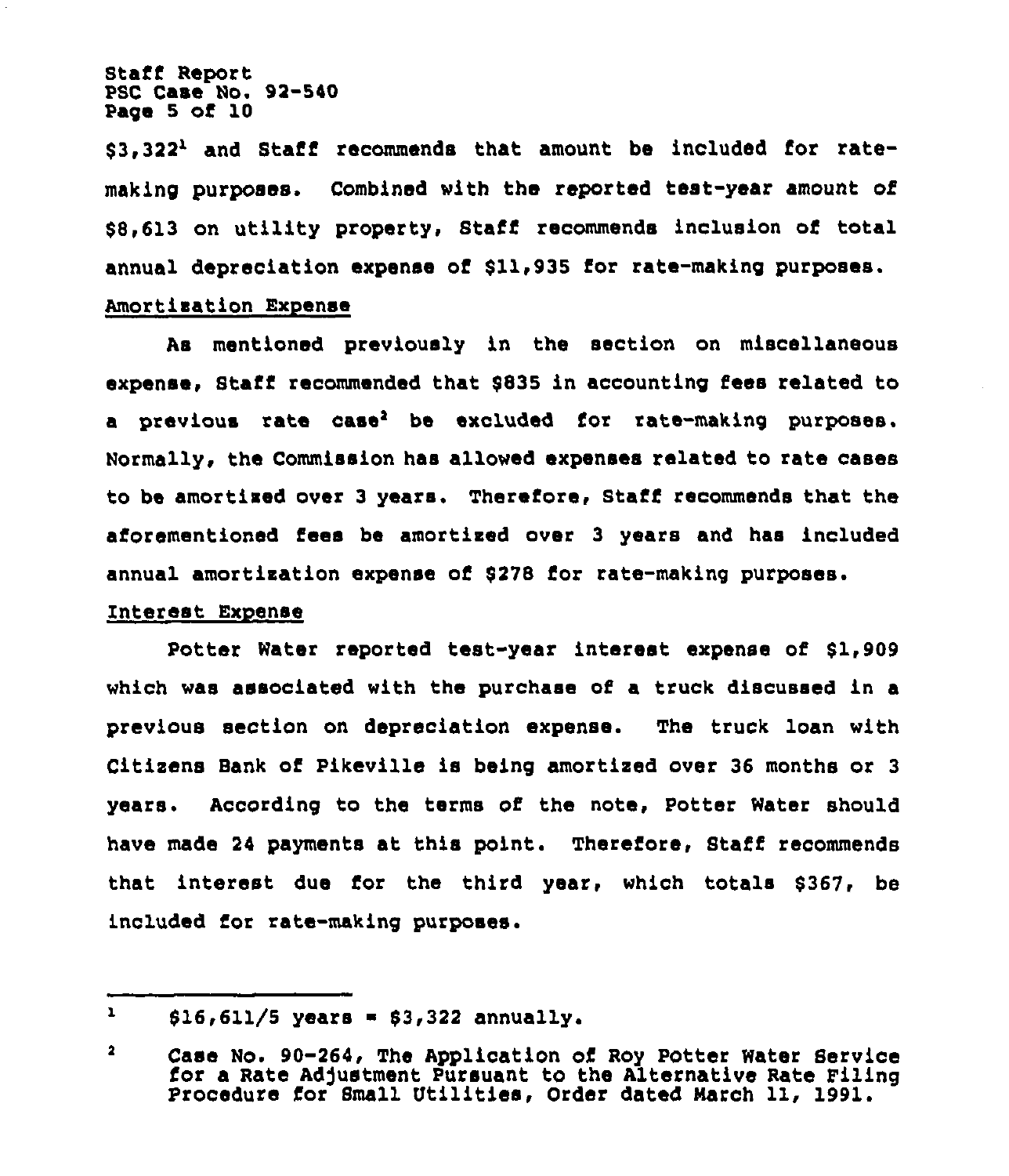$3,322[1] and Staff recommends that amount be included for rate-making purposes. Combined with the reported test-year amount of $8,613 on utility property, Staff recommends inclusion of total annual depreciation expense of $11,935 for rate-making purposes.

Amortization Expense

As mentioned previously in the section on miscellaneous expense, Staff recommended that $835 in accounting fees related to a previous rate case[2] be excluded for rate-making purposes. Normally, the Commission has allowed expenses related to rate cases to be amortized over 3 years. Therefore, Staff recommends that the aforementioned fees be amortized over 3 years and has included annual amortization expense of $278 for rate-making purposes.

Interest Expense

Potter Water reported test-year interest expense of $1,909 which was associated with the purchase of a truck discussed in a previous section on depreciation expense. The truck loan with Citizens Bank of Pikeville is being amortized over 36 months or 3 years. According to the terms of the note, Potter Water should have made 24 payments at this point. Therefore, Staff recommends that interest due for the third year, which totals $367, be included for rate-making purposes.

---

[1] $16,611/5 years = $3,322 annually.

[2] Case No. 90-264, The Application of Roy Potter Water Service for a Rate Adjustment Pursuant to the Alternative Rate Filing Procedure for Small Utilities, Order dated March 11, 1991.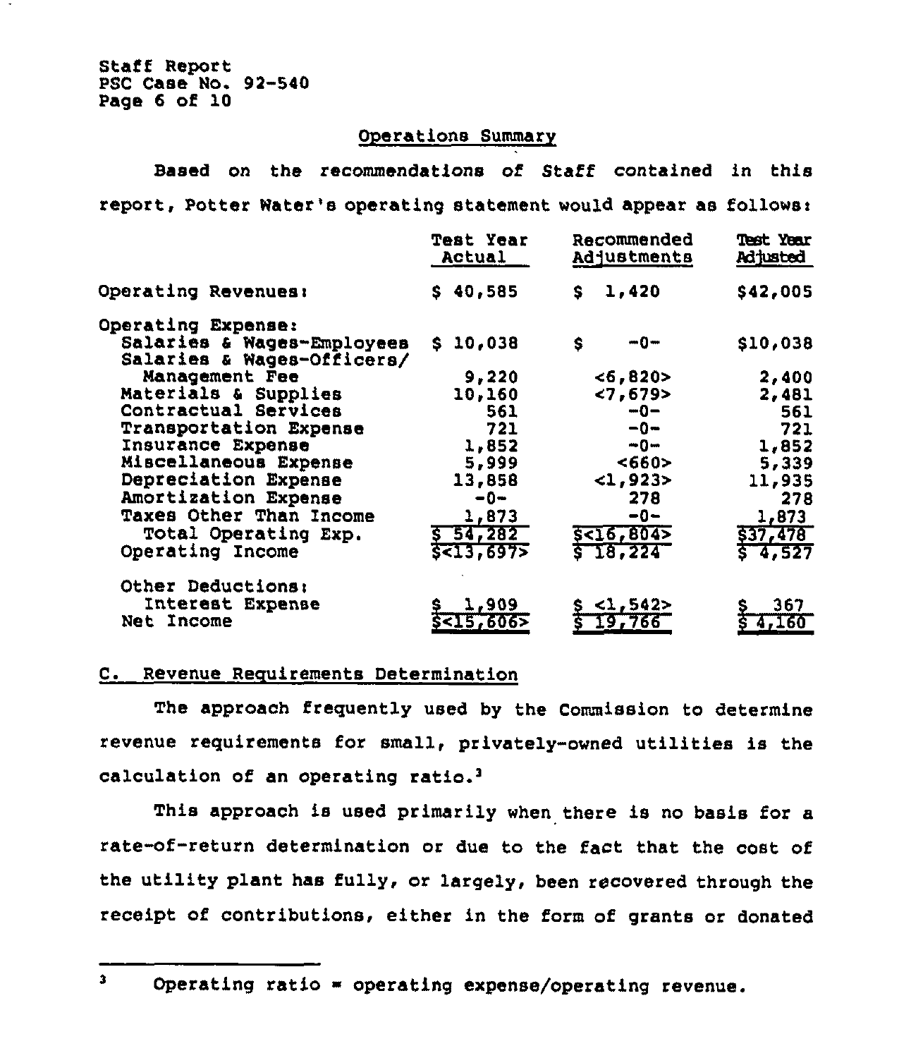Staff Report
PSC Case No. 92-540

## Operations Summary

Based on the recommendations of Staff contained in this report, Potter Water's operating statement would appear as follows:

| | Test Year Actual | Recommended Adjustments | Test Year Adjusted |
|---|---|---|---|
| Operating Revenues: | $ 40,585 | $ 1,420 | $42,005 |
| Operating Expense: | | | |
| Salaries & Wages-Employees | $ 10,038 | $ -0- | $10,038 |
| Salaries & Wages-Officers/ Management Fee | 9,220 | <6,820> | 2,400 |
| Materials & Supplies | 10,160 | <7,679> | 2,481 |
| Contractual Services | 561 | -0- | 561 |
| Transportation Expense | 721 | -0- | 721 |
| Insurance Expense | 1,852 | -0- | 1,852 |
| Miscellaneous Expense | 5,999 | <660> | 5,339 |
| Depreciation Expense | 13,858 | <1,923> | 11,935 |
| Amortization Expense | -0- | 278 | 278 |
| Taxes Other Than Income | 1,873 | -0- | 1,873 |
| Total Operating Exp. | $ 54,282 | $<16,804> | $37,478 |
| Operating Income | $<13,697> | $ 18,224 | $ 4,527 |
| Other Deductions: | | | |
| Interest Expense | $ 1,909 | $ <1,542> | $ 367 |
| Net Income | $<15,606> | $ 19,766 | $ 4,160 |

## C. Revenue Requirements Determination

The approach frequently used by the Commission to determine revenue requirements for small, privately-owned utilities is the calculation of an operating ratio.[3]

This approach is used primarily when there is no basis for a rate-of-return determination or due to the fact that the cost of the utility plant has fully, or largely, been recovered through the receipt of contributions, either in the form of grants or donated

---

[3] Operating ratio = operating expense/operating revenue.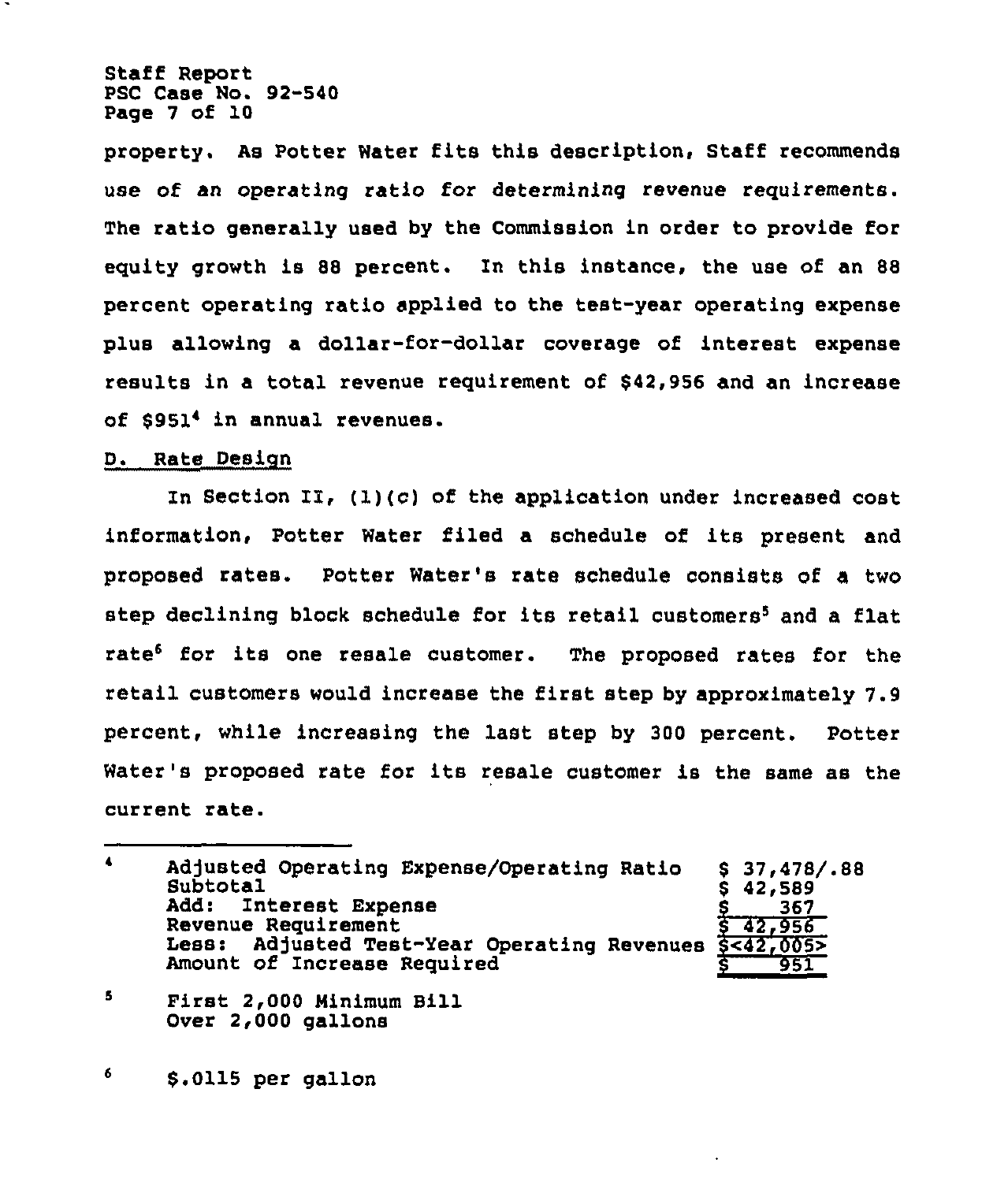property. As Potter Water fits this description, Staff recommends use of an operating ratio for determining revenue requirements. The ratio generally used by the Commission in order to provide for equity growth is 88 percent. In this instance, the use of an 88 percent operating ratio applied to the test-year operating expense plus allowing a dollar-for-dollar coverage of interest expense results in a total revenue requirement of $42,956 and an increase of $951[4] in annual revenues.

## D. Rate Design

In Section II, (1)(c) of the application under increased cost information, Potter Water filed a schedule of its present and proposed rates. Potter Water's rate schedule consists of a two step declining block schedule for its retail customers[5] and a flat rate[6] for its one resale customer. The proposed rates for the retail customers would increase the first step by approximately 7.9 percent, while increasing the last step by 300 percent. Potter Water's proposed rate for its resale customer is the same as the current rate.

---

[4]

| | |
|---|---|
| Adjusted Operating Expense/Operating Ratio | $ 37,478/.88 |
| Subtotal | $ 42,589 |
| Add: Interest Expense | $ 367 |
| Revenue Requirement | $ 42,956 |
| Less: Adjusted Test-Year Operating Revenues | $<42,005> |
| Amount of Increase Required | $ 951 |

[5] First 2,000 Minimum Bill
Over 2,000 gallons

[6] $.0115 per gallon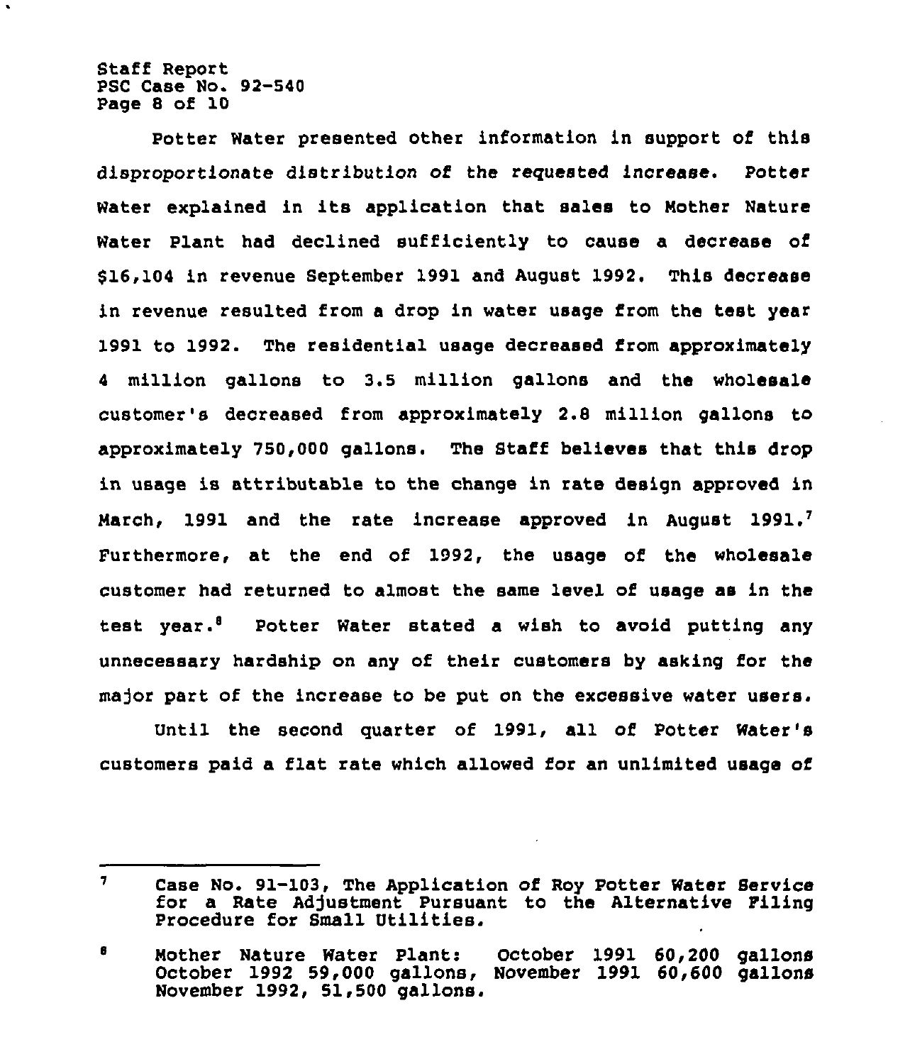Potter Water presented other information in support of this disproportionate distribution of the requested increase. Potter Water explained in its application that sales to Mother Nature Water Plant had declined sufficiently to cause a decrease of $16,104 in revenue September 1991 and August 1992. This decrease in revenue resulted from a drop in water usage from the test year 1991 to 1992. The residential usage decreased from approximately 4 million gallons to 3.5 million gallons and the wholesale customer's decreased from approximately 2.8 million gallons to approximately 750,000 gallons. The Staff believes that this drop in usage is attributable to the change in rate design approved in March, 1991 and the rate increase approved in August 1991.[7] Furthermore, at the end of 1992, the usage of the wholesale customer had returned to almost the same level of usage as in the test year.[8] Potter Water stated a wish to avoid putting any unnecessary hardship on any of their customers by asking for the major part of the increase to be put on the excessive water users.

Until the second quarter of 1991, all of Potter Water's customers paid a flat rate which allowed for an unlimited usage of

---

[7] Case No. 91-103, The Application of Roy Potter Water Service for a Rate Adjustment Pursuant to the Alternative Filing Procedure for Small Utilities.

[8] Mother Nature Water Plant: October 1991 60,200 gallons October 1992 59,000 gallons, November 1991 60,600 gallons November 1992, 51,500 gallons.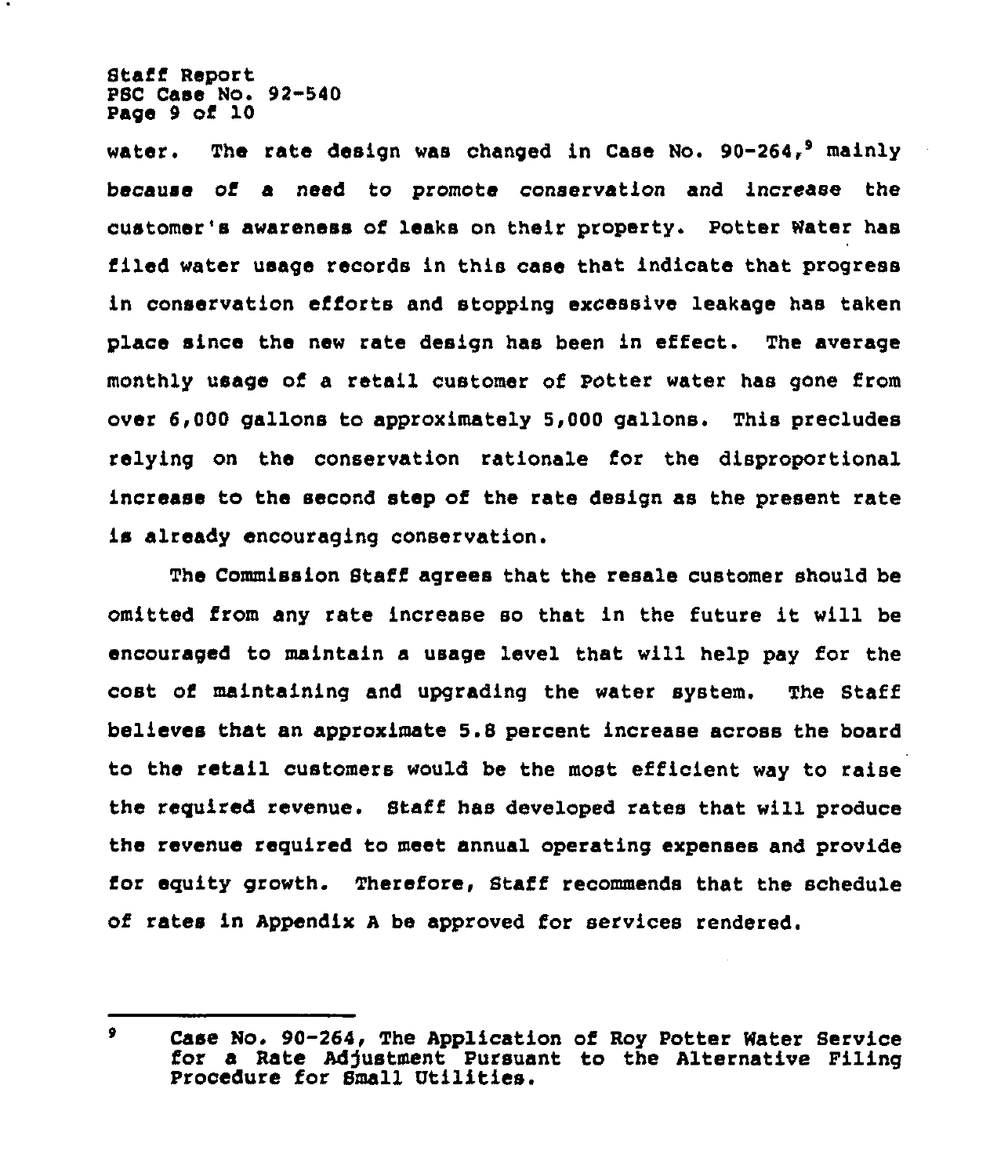water. The rate design was changed in Case No. 90-264,[9] mainly because of a need to promote conservation and increase the customer's awareness of leaks on their property. Potter Water has filed water usage records in this case that indicate that progress in conservation efforts and stopping excessive leakage has taken place since the new rate design has been in effect. The average monthly usage of a retail customer of Potter water has gone from over 6,000 gallons to approximately 5,000 gallons. This precludes relying on the conservation rationale for the disproportional increase to the second step of the rate design as the present rate is already encouraging conservation.

The Commission Staff agrees that the resale customer should be omitted from any rate increase so that in the future it will be encouraged to maintain a usage level that will help pay for the cost of maintaining and upgrading the water system. The Staff believes that an approximate 5.8 percent increase across the board to the retail customers would be the most efficient way to raise the required revenue. Staff has developed rates that will produce the revenue required to meet annual operating expenses and provide for equity growth. Therefore, Staff recommends that the schedule of rates in Appendix A be approved for services rendered.

---

[9] Case No. 90-264, The Application of Roy Potter Water Service for a Rate Adjustment Pursuant to the Alternative Filing Procedure for Small Utilities.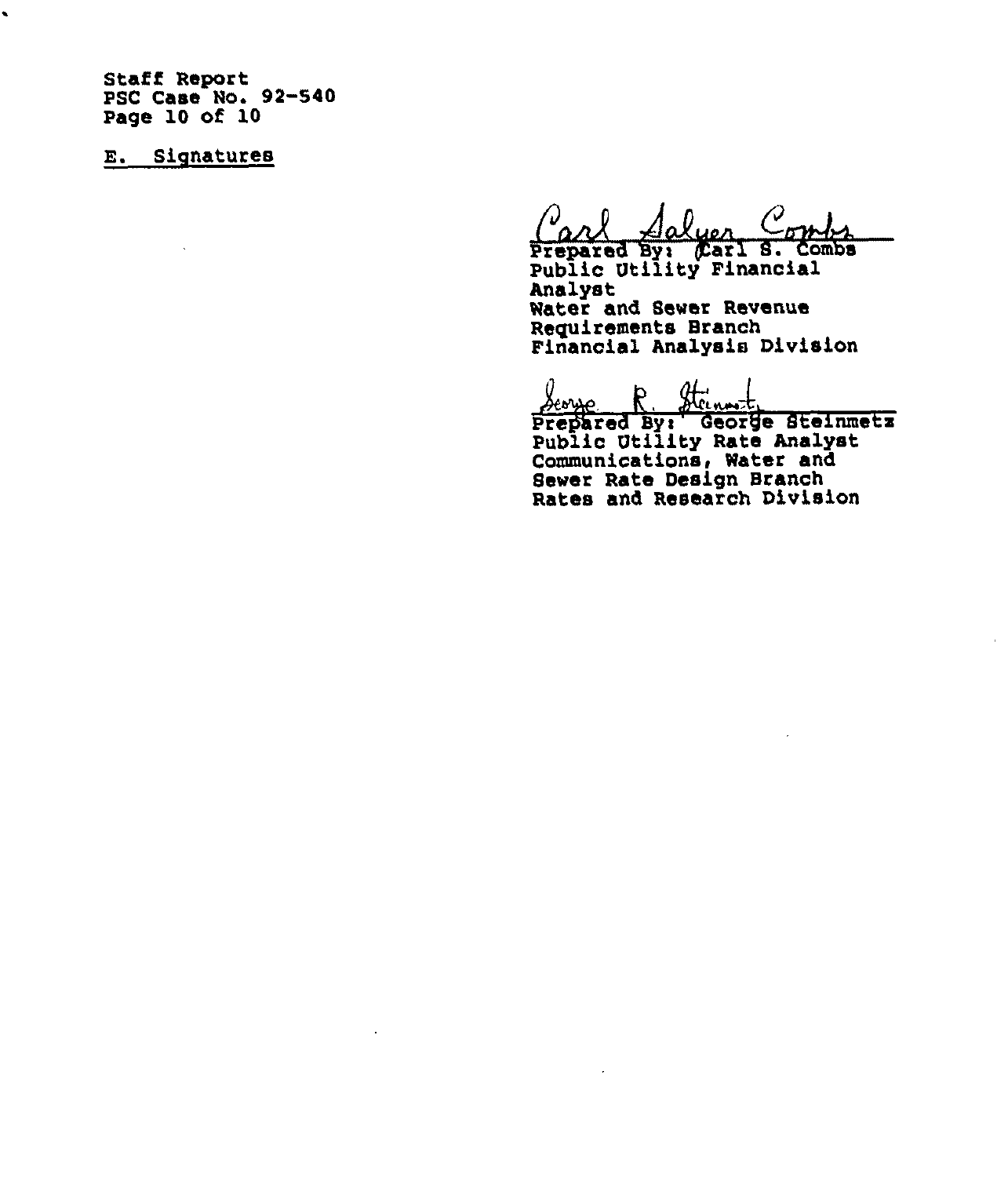Staff Report
PSC Case No. 92-540

E. Signatures

Carl Salyer Combs
Prepared By: Carl S. Combs
Public Utility Financial Analyst
Water and Sewer Revenue Requirements Branch
Financial Analysis Division

George R. Steinmetz
Prepared By: George Steinmetz
Public Utility Rate Analyst
Communications, Water and Sewer Rate Design Branch
Rates and Research Division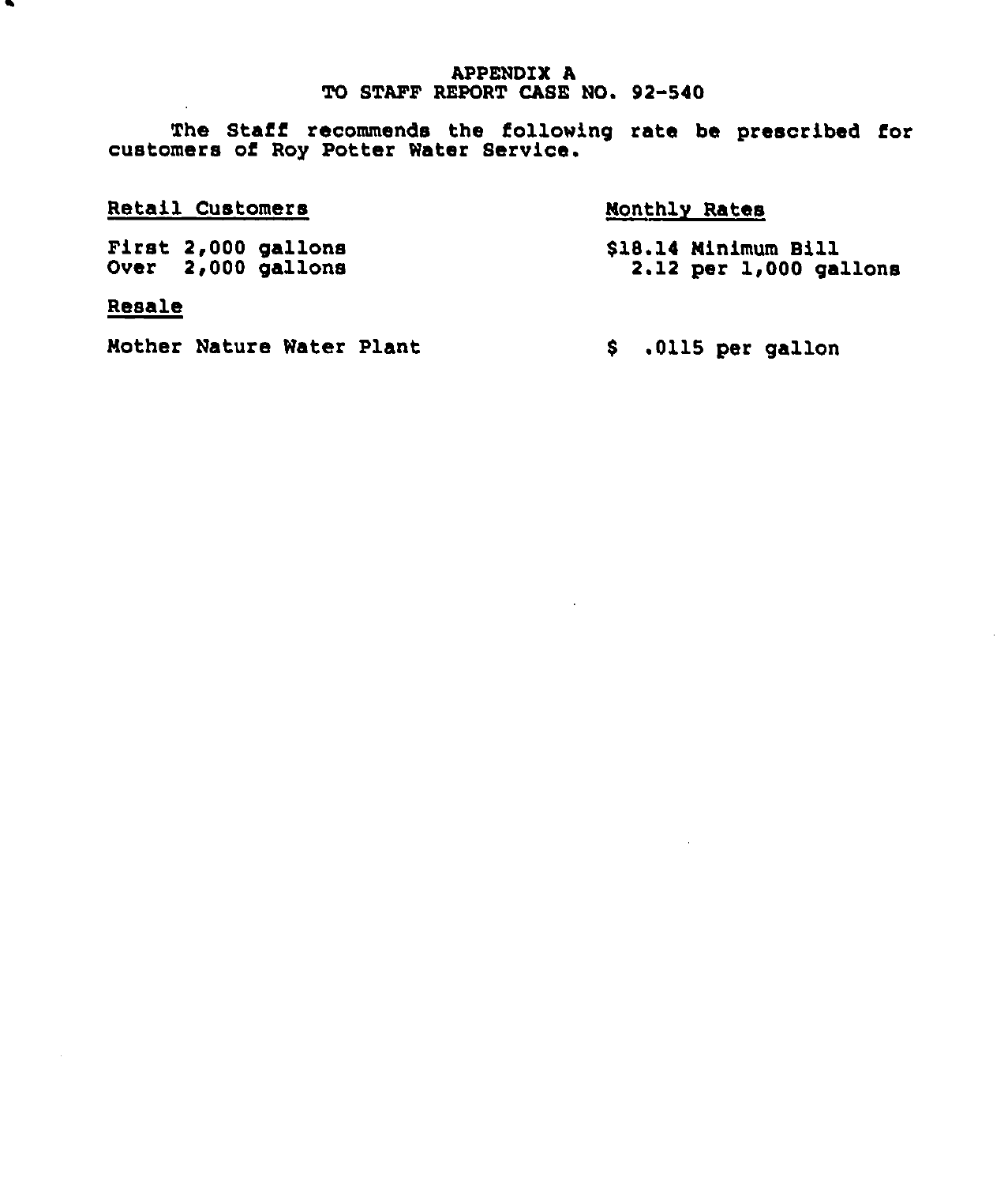# APPENDIX A
## TO STAFF REPORT CASE NO. 92-540

The Staff recommends the following rate be prescribed for customers of Roy Potter Water Service.

| Retail Customers | Monthly Rates |
| --- | --- |
| First 2,000 gallons | $18.14 Minimum Bill |
| Over 2,000 gallons | 2.12 per 1,000 gallons |

**Resale**

| | |
| --- | --- |
| Mother Nature Water Plant | $ .0115 per gallon |